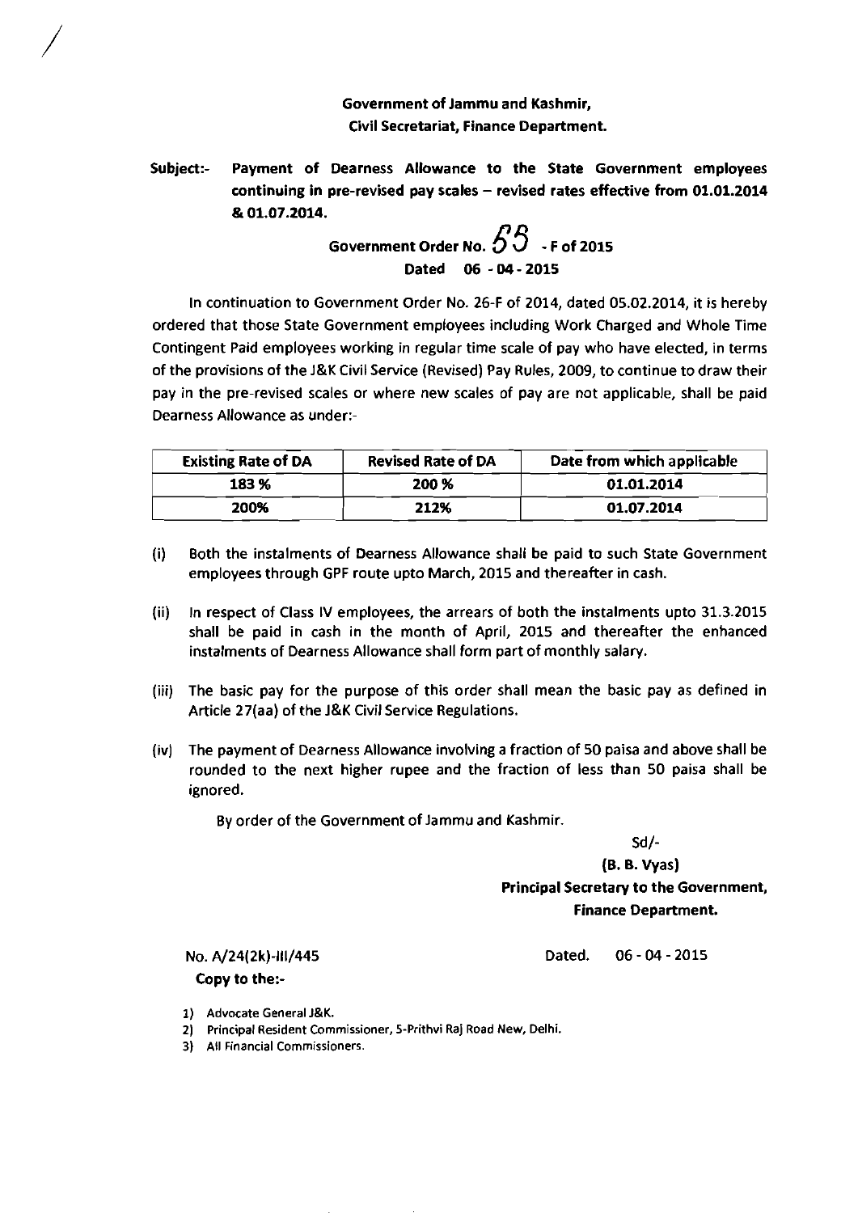**Government of Jammu and Kashmir,**
**Civil Secretariat, Finance Department.**

**Subject:- Payment of Dearness Allowance to the State Government employees continuing in pre-revised pay scales – revised rates effective from 01.01.2014 & 01.07.2014.**

**Government Order No. 55 - F of 2015**
**Dated 06 - 04 - 2015**

In continuation to Government Order No. 26-F of 2014, dated 05.02.2014, it is hereby ordered that those State Government employees including Work Charged and Whole Time Contingent Paid employees working in regular time scale of pay who have elected, in terms of the provisions of the J&K Civil Service (Revised) Pay Rules, 2009, to continue to draw their pay in the pre-revised scales or where new scales of pay are not applicable, shall be paid Dearness Allowance as under:-

| Existing Rate of DA | Revised Rate of DA | Date from which applicable |
|---|---|---|
| 183 % | 200 % | 01.01.2014 |
| 200% | 212% | 01.07.2014 |

(i) Both the instalments of Dearness Allowance shall be paid to such State Government employees through GPF route upto March, 2015 and thereafter in cash.

(ii) In respect of Class IV employees, the arrears of both the instalments upto 31.3.2015 shall be paid in cash in the month of April, 2015 and thereafter the enhanced instalments of Dearness Allowance shall form part of monthly salary.

(iii) The basic pay for the purpose of this order shall mean the basic pay as defined in Article 27(aa) of the J&K Civil Service Regulations.

(iv) The payment of Dearness Allowance involving a fraction of 50 paisa and above shall be rounded to the next higher rupee and the fraction of less than 50 paisa shall be ignored.

By order of the Government of Jammu and Kashmir.

Sd/-
**(B. B. Vyas)**
**Principal Secretary to the Government,**
**Finance Department.**

No. A/24(2k)-III/445 Dated. 06 - 04 - 2015

**Copy to the:-**

1) Advocate General J&K.
2) Principal Resident Commissioner, 5-Prithvi Raj Road New, Delhi.
3) All Financial Commissioners.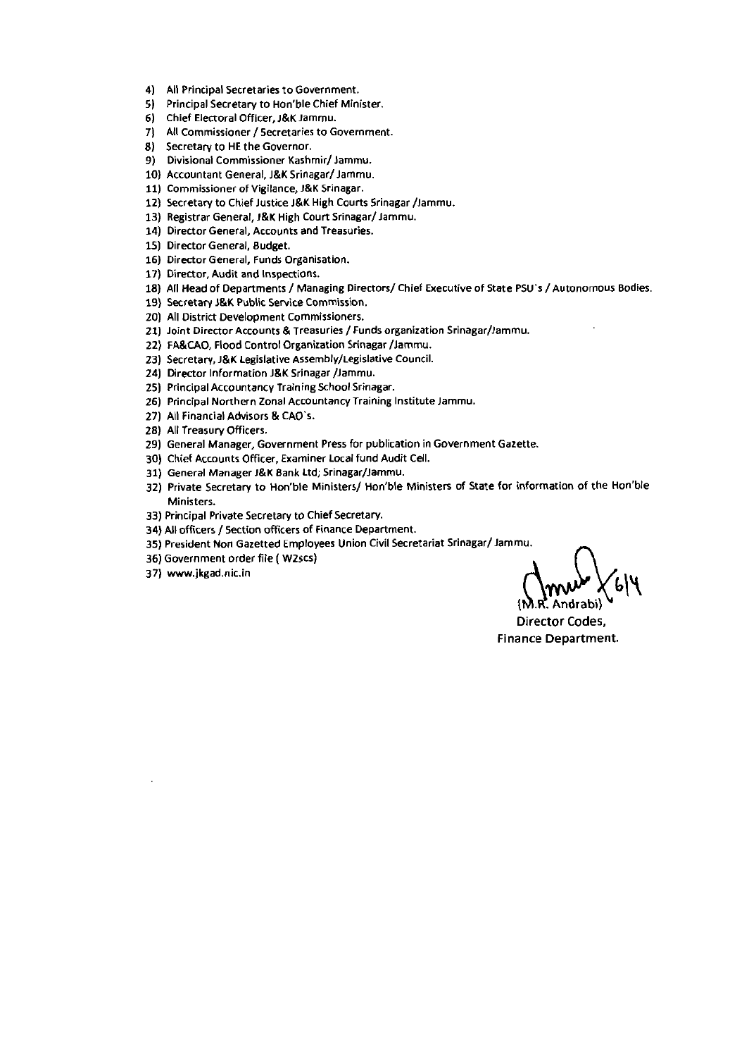4) All Principal Secretaries to Government.
5) Principal Secretary to Hon'ble Chief Minister.
6) Chief Electoral Officer, J&K Jammu.
7) All Commissioner / Secretaries to Government.
8) Secretary to HE the Governor.
9) Divisional Commissioner Kashmir/ Jammu.
10) Accountant General, J&K Srinagar/ Jammu.
11) Commissioner of Vigilance, J&K Srinagar.
12) Secretary to Chief Justice J&K High Courts Srinagar /Jammu.
13) Registrar General, J&K High Court Srinagar/ Jammu.
14) Director General, Accounts and Treasuries.
15) Director General, Budget.
16) Director General, Funds Organisation.
17) Director, Audit and Inspections.
18) All Head of Departments / Managing Directors/ Chief Executive of State PSU's / Autonomous Bodies.
19) Secretary J&K Public Service Commission.
20) All District Development Commissioners.
21) Joint Director Accounts & Treasuries / Funds organization Srinagar/Jammu.
22) FA&CAO, Flood Control Organization Srinagar /Jammu.
23) Secretary, J&K Legislative Assembly/Legislative Council.
24) Director Information J&K Srinagar /Jammu.
25) Principal Accountancy Training School Srinagar.
26) Principal Northern Zonal Accountancy Training Institute Jammu.
27) All Financial Advisors & CAO's.
28) All Treasury Officers.
29) General Manager, Government Press for publication in Government Gazette.
30) Chief Accounts Officer, Examiner Local fund Audit Cell.
31) General Manager J&K Bank Ltd; Srinagar/Jammu.
32) Private Secretary to Hon'ble Ministers/ Hon'ble Ministers of State for information of the Hon'ble Ministers.
33) Principal Private Secretary to Chief Secretary.
34) All officers / Section officers of Finance Department.
35) President Non Gazetted Employees Union Civil Secretariat Srinagar/ Jammu.
36) Government order file ( W2scs)
37) www.jkgad.nic.in

6/4

(M.R. Andrabi)
Director Codes,
Finance Department.